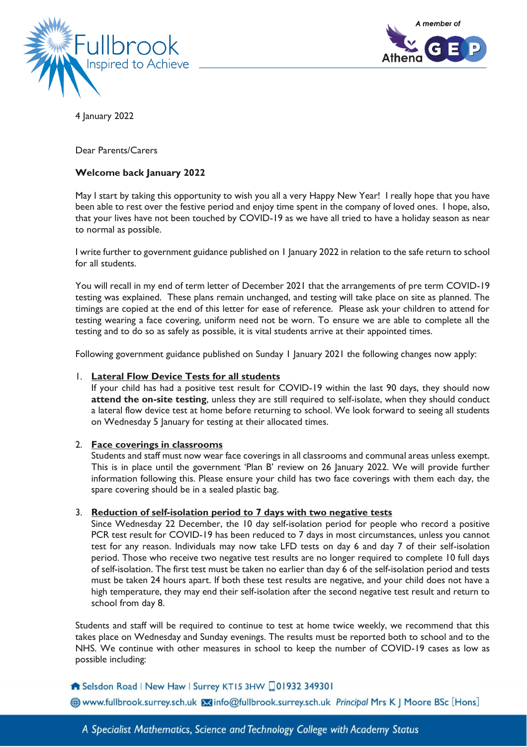4 January 2022

Dear Parents/Carers

**Welcome back January 2022**

May I start by taking this opportunity to wish you all a very Happy New Year! I really hope that you have been able to rest over the festive period and enjoy time spent in the company of loved ones. I hope, also, that your lives have not been touched by COVID-19 as we have all tried to have a holiday season as near to normal as possible.

I write further to government guidance published on 1 January 2022 in relation to the safe return to school for all students.

You will recall in my end of term letter of December 2021 that the arrangements of pre term COVID-19 testing was explained. These plans remain unchanged, and testing will take place on site as planned. The timings are copied at the end of this letter for ease of reference. Please ask your children to attend for testing wearing a face covering, uniform need not be worn. To ensure we are able to complete all the testing and to do so as safely as possible, it is vital students arrive at their appointed times.

Following government guidance published on Sunday 1 January 2021 the following changes now apply:

1. **Lateral Flow Device Tests for all students**
   If your child has had a positive test result for COVID-19 within the last 90 days, they should now **attend the on-site testing**, unless they are still required to self-isolate, when they should conduct a lateral flow device test at home before returning to school. We look forward to seeing all students on Wednesday 5 January for testing at their allocated times.

2. **Face coverings in classrooms**
   Students and staff must now wear face coverings in all classrooms and communal areas unless exempt. This is in place until the government 'Plan B' review on 26 January 2022. We will provide further information following this. Please ensure your child has two face coverings with them each day, the spare covering should be in a sealed plastic bag.

3. **Reduction of self-isolation period to 7 days with two negative tests**
   Since Wednesday 22 December, the 10 day self-isolation period for people who record a positive PCR test result for COVID-19 has been reduced to 7 days in most circumstances, unless you cannot test for any reason. Individuals may now take LFD tests on day 6 and day 7 of their self-isolation period. Those who receive two negative test results are no longer required to complete 10 full days of self-isolation. The first test must be taken no earlier than day 6 of the self-isolation period and tests must be taken 24 hours apart. If both these test results are negative, and your child does not have a high temperature, they may end their self-isolation after the second negative test result and return to school from day 8.

Students and staff will be required to continue to test at home twice weekly, we recommend that this takes place on Wednesday and Sunday evenings. The results must be reported both to school and to the NHS. We continue with other measures in school to keep the number of COVID-19 cases as low as possible including: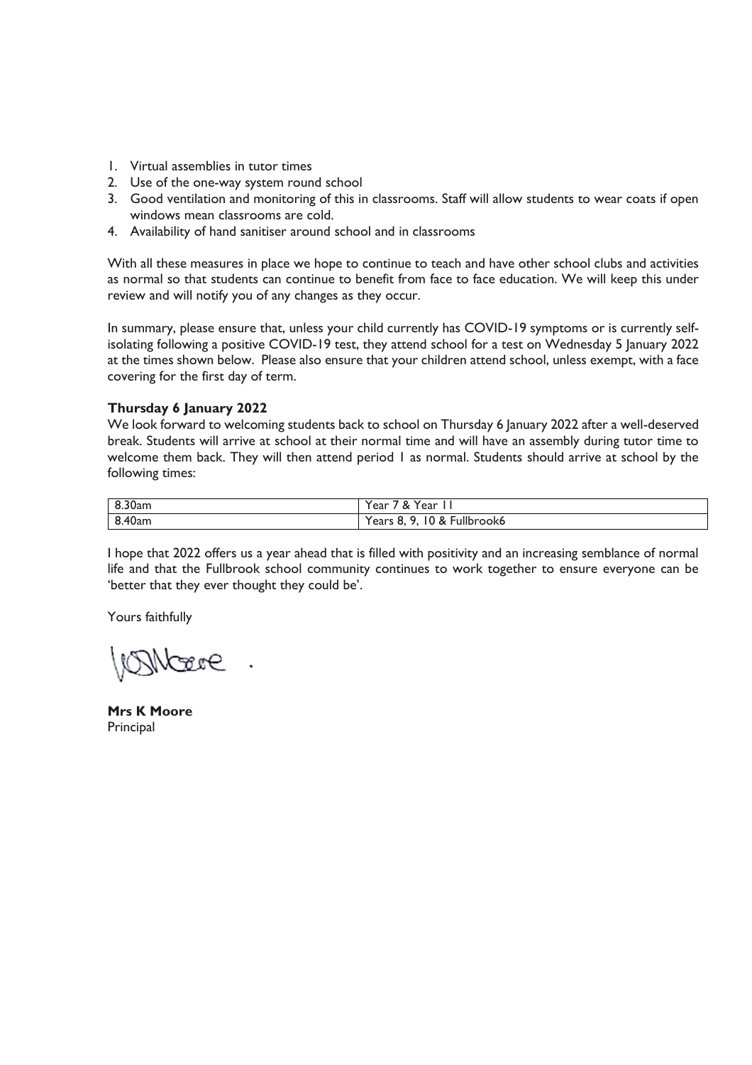1. Virtual assemblies in tutor times
2. Use of the one-way system round school
3. Good ventilation and monitoring of this in classrooms. Staff will allow students to wear coats if open windows mean classrooms are cold.
4. Availability of hand sanitiser around school and in classrooms

With all these measures in place we hope to continue to teach and have other school clubs and activities as normal so that students can continue to benefit from face to face education. We will keep this under review and will notify you of any changes as they occur.

In summary, please ensure that, unless your child currently has COVID-19 symptoms or is currently self-isolating following a positive COVID-19 test, they attend school for a test on Wednesday 5 January 2022 at the times shown below. Please also ensure that your children attend school, unless exempt, with a face covering for the first day of term.

**Thursday 6 January 2022**

We look forward to welcoming students back to school on Thursday 6 January 2022 after a well-deserved break. Students will arrive at school at their normal time and will have an assembly during tutor time to welcome them back. They will then attend period 1 as normal. Students should arrive at school by the following times:

| 8.30am | Year 7 & Year 11 |
|---|---|
| 8.40am | Years 8, 9, 10 & Fullbrook6 |

I hope that 2022 offers us a year ahead that is filled with positivity and an increasing semblance of normal life and that the Fullbrook school community continues to work together to ensure everyone can be 'better that they ever thought they could be'.

Yours faithfully

**Mrs K Moore**
Principal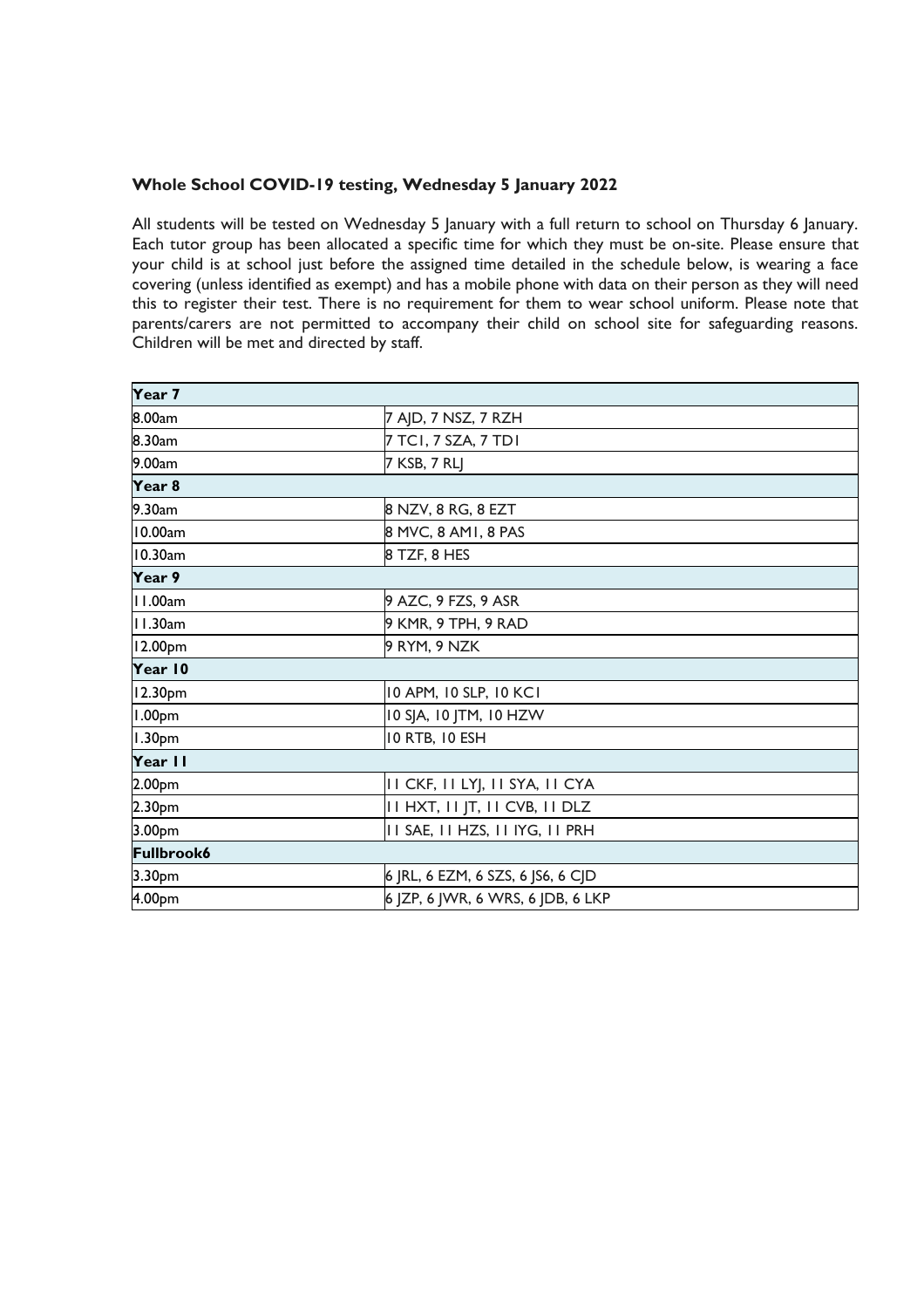**Whole School COVID-19 testing, Wednesday 5 January 2022**

All students will be tested on Wednesday 5 January with a full return to school on Thursday 6 January. Each tutor group has been allocated a specific time for which they must be on-site. Please ensure that your child is at school just before the assigned time detailed in the schedule below, is wearing a face covering (unless identified as exempt) and has a mobile phone with data on their person as they will need this to register their test. There is no requirement for them to wear school uniform. Please note that parents/carers are not permitted to accompany their child on school site for safeguarding reasons. Children will be met and directed by staff.

| | |
|---|---|
| **Year 7** | |
| 8.00am | 7 AJD, 7 NSZ, 7 RZH |
| 8.30am | 7 TC1, 7 SZA, 7 TD1 |
| 9.00am | 7 KSB, 7 RLJ |
| **Year 8** | |
| 9.30am | 8 NZV, 8 RG, 8 EZT |
| 10.00am | 8 MVC, 8 AM1, 8 PAS |
| 10.30am | 8 TZF, 8 HES |
| **Year 9** | |
| 11.00am | 9 AZC, 9 FZS, 9 ASR |
| 11.30am | 9 KMR, 9 TPH, 9 RAD |
| 12.00pm | 9 RYM, 9 NZK |
| **Year 10** | |
| 12.30pm | 10 APM, 10 SLP, 10 KC1 |
| 1.00pm | 10 SJA, 10 JTM, 10 HZW |
| 1.30pm | 10 RTB, 10 ESH |
| **Year 11** | |
| 2.00pm | 11 CKF, 11 LYJ, 11 SYA, 11 CYA |
| 2.30pm | 11 HXT, 11 JT, 11 CVB, 11 DLZ |
| 3.00pm | 11 SAE, 11 HZS, 11 IYG, 11 PRH |
| **Fullbrook6** | |
| 3.30pm | 6 JRL, 6 EZM, 6 SZS, 6 JS6, 6 CJD |
| 4.00pm | 6 JZP, 6 JWR, 6 WRS, 6 JDB, 6 LKP |